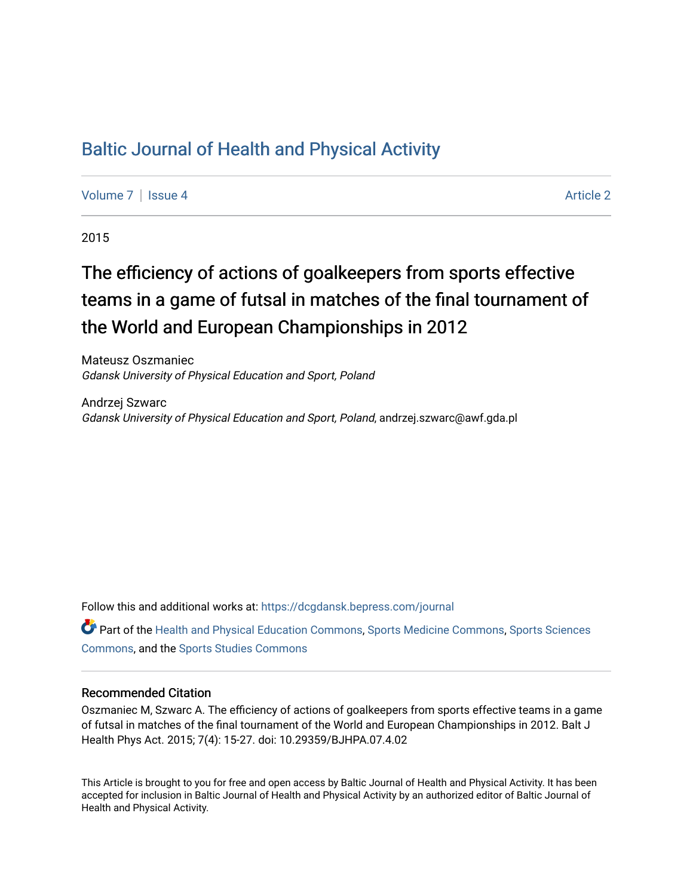# Baltic Journal of Health and Physical Activity

Volume 7 | Issue 4 | Article 2

2015

## The efficiency of actions of goalkeepers from sports effective teams in a game of futsal in matches of the final tournament of the World and European Championships in 2012

Mateusz Oszmaniec
*Gdansk University of Physical Education and Sport, Poland*

Andrzej Szwarc
*Gdansk University of Physical Education and Sport, Poland*, andrzej.szwarc@awf.gda.pl

Follow this and additional works at: https://dcgdansk.bepress.com/journal

Part of the Health and Physical Education Commons, Sports Medicine Commons, Sports Sciences Commons, and the Sports Studies Commons

### Recommended Citation

Oszmaniec M, Szwarc A. The efficiency of actions of goalkeepers from sports effective teams in a game of futsal in matches of the final tournament of the World and European Championships in 2012. Balt J Health Phys Act. 2015; 7(4): 15-27. doi: 10.29359/BJHPA.07.4.02

This Article is brought to you for free and open access by Baltic Journal of Health and Physical Activity. It has been accepted for inclusion in Baltic Journal of Health and Physical Activity by an authorized editor of Baltic Journal of Health and Physical Activity.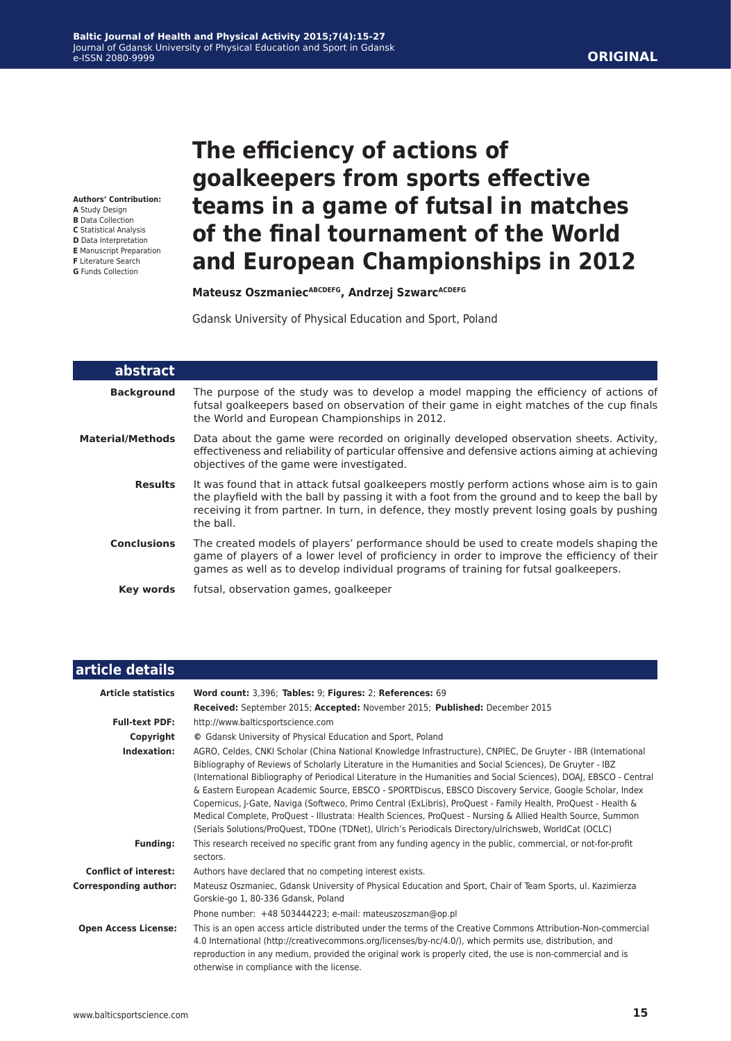**ORIGINAL**

# The efficiency of actions of goalkeepers from sports effective teams in a game of futsal in matches of the final tournament of the World and European Championships in 2012

**Authors' Contribution:**
**A** Study Design
**B** Data Collection
**C** Statistical Analysis
**D** Data Interpretation
**E** Manuscript Preparation
**F** Literature Search
**G** Funds Collection

**Mateusz Oszmaniec[ABCDEFG], Andrzej Szwarc[ACDEFG]**

Gdansk University of Physical Education and Sport, Poland

## abstract

**Background**
The purpose of the study was to develop a model mapping the efficiency of actions of futsal goalkeepers based on observation of their game in eight matches of the cup finals the World and European Championships in 2012.

**Material/Methods**
Data about the game were recorded on originally developed observation sheets. Activity, effectiveness and reliability of particular offensive and defensive actions aiming at achieving objectives of the game were investigated.

**Results**
It was found that in attack futsal goalkeepers mostly perform actions whose aim is to gain the playfield with the ball by passing it with a foot from the ground and to keep the ball by receiving it from partner. In turn, in defence, they mostly prevent losing goals by pushing the ball.

**Conclusions**
The created models of players' performance should be used to create models shaping the game of players of a lower level of proficiency in order to improve the efficiency of their games as well as to develop individual programs of training for futsal goalkeepers.

**Key words**
futsal, observation games, goalkeeper

## article details

| | |
|---|---|
| **Article statistics** | **Word count:** 3,396; **Tables:** 9; **Figures:** 2; **References:** 69 |
| | **Received:** September 2015; **Accepted:** November 2015; **Published:** December 2015 |
| **Full-text PDF:** | http://www.balticsportscience.com |
| **Copyright** | © Gdansk University of Physical Education and Sport, Poland |
| **Indexation:** | AGRO, Celdes, CNKI Scholar (China National Knowledge Infrastructure), CNPIEC, De Gruyter - IBR (International Bibliography of Reviews of Scholarly Literature in the Humanities and Social Sciences), De Gruyter - IBZ (International Bibliography of Periodical Literature in the Humanities and Social Sciences), DOAJ, EBSCO - Central & Eastern European Academic Source, EBSCO - SPORTDiscus, EBSCO Discovery Service, Google Scholar, Index Copernicus, J-Gate, Naviga (Softweco, Primo Central (ExLibris), ProQuest - Family Health, ProQuest - Health & Medical Complete, ProQuest - Illustrata: Health Sciences, ProQuest - Nursing & Allied Health Source, Summon (Serials Solutions/ProQuest, TDOne (TDNet), Ulrich's Periodicals Directory/ulrichsweb, WorldCat (OCLC) |
| **Funding:** | This research received no specific grant from any funding agency in the public, commercial, or not-for-profit sectors. |
| **Conflict of interest:** | Authors have declared that no competing interest exists. |
| **Corresponding author:** | Mateusz Oszmaniec, Gdansk University of Physical Education and Sport, Chair of Team Sports, ul. Kazimierza Gorskie-go 1, 80-336 Gdansk, Poland |
| | Phone number: +48 503444223; e-mail: mateuszoszman@op.pl |
| **Open Access License:** | This is an open access article distributed under the terms of the Creative Commons Attribution-Non-commercial 4.0 International (http://creativecommons.org/licenses/by-nc/4.0/), which permits use, distribution, and reproduction in any medium, provided the original work is properly cited, the use is non-commercial and is otherwise in compliance with the license. |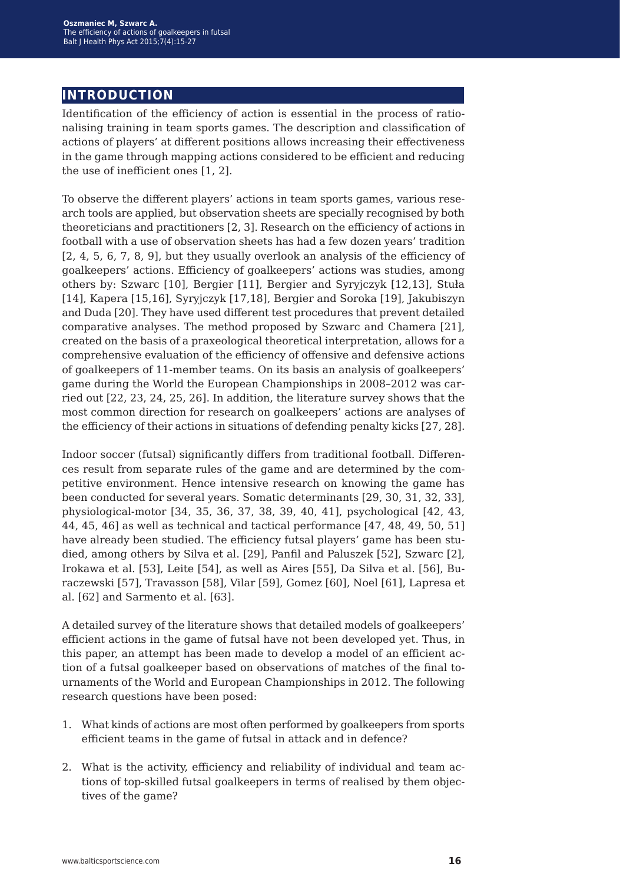## INTRODUCTION

Identification of the efficiency of action is essential in the process of rationalising training in team sports games. The description and classification of actions of players' at different positions allows increasing their effectiveness in the game through mapping actions considered to be efficient and reducing the use of inefficient ones [1, 2].

To observe the different players' actions in team sports games, various research tools are applied, but observation sheets are specially recognised by both theoreticians and practitioners [2, 3]. Research on the efficiency of actions in football with a use of observation sheets has had a few dozen years' tradition [2, 4, 5, 6, 7, 8, 9], but they usually overlook an analysis of the efficiency of goalkeepers' actions. Efficiency of goalkeepers' actions was studies, among others by: Szwarc [10], Bergier [11], Bergier and Syryjczyk [12,13], Stuła [14], Kapera [15,16], Syryjczyk [17,18], Bergier and Soroka [19], Jakubiszyn and Duda [20]. They have used different test procedures that prevent detailed comparative analyses. The method proposed by Szwarc and Chamera [21], created on the basis of a praxeological theoretical interpretation, allows for a comprehensive evaluation of the efficiency of offensive and defensive actions of goalkeepers of 11-member teams. On its basis an analysis of goalkeepers' game during the World the European Championships in 2008–2012 was carried out [22, 23, 24, 25, 26]. In addition, the literature survey shows that the most common direction for research on goalkeepers' actions are analyses of the efficiency of their actions in situations of defending penalty kicks [27, 28].

Indoor soccer (futsal) significantly differs from traditional football. Differences result from separate rules of the game and are determined by the competitive environment. Hence intensive research on knowing the game has been conducted for several years. Somatic determinants [29, 30, 31, 32, 33], physiological-motor [34, 35, 36, 37, 38, 39, 40, 41], psychological [42, 43, 44, 45, 46] as well as technical and tactical performance [47, 48, 49, 50, 51] have already been studied. The efficiency futsal players' game has been studied, among others by Silva et al. [29], Panfil and Paluszek [52], Szwarc [2], Irokawa et al. [53], Leite [54], as well as Aires [55], Da Silva et al. [56], Buraczewski [57], Travasson [58], Vilar [59], Gomez [60], Noel [61], Lapresa et al. [62] and Sarmento et al. [63].

A detailed survey of the literature shows that detailed models of goalkeepers' efficient actions in the game of futsal have not been developed yet. Thus, in this paper, an attempt has been made to develop a model of an efficient action of a futsal goalkeeper based on observations of matches of the final tournaments of the World and European Championships in 2012. The following research questions have been posed:

1. What kinds of actions are most often performed by goalkeepers from sports efficient teams in the game of futsal in attack and in defence?

2. What is the activity, efficiency and reliability of individual and team actions of top-skilled futsal goalkeepers in terms of realised by them objectives of the game?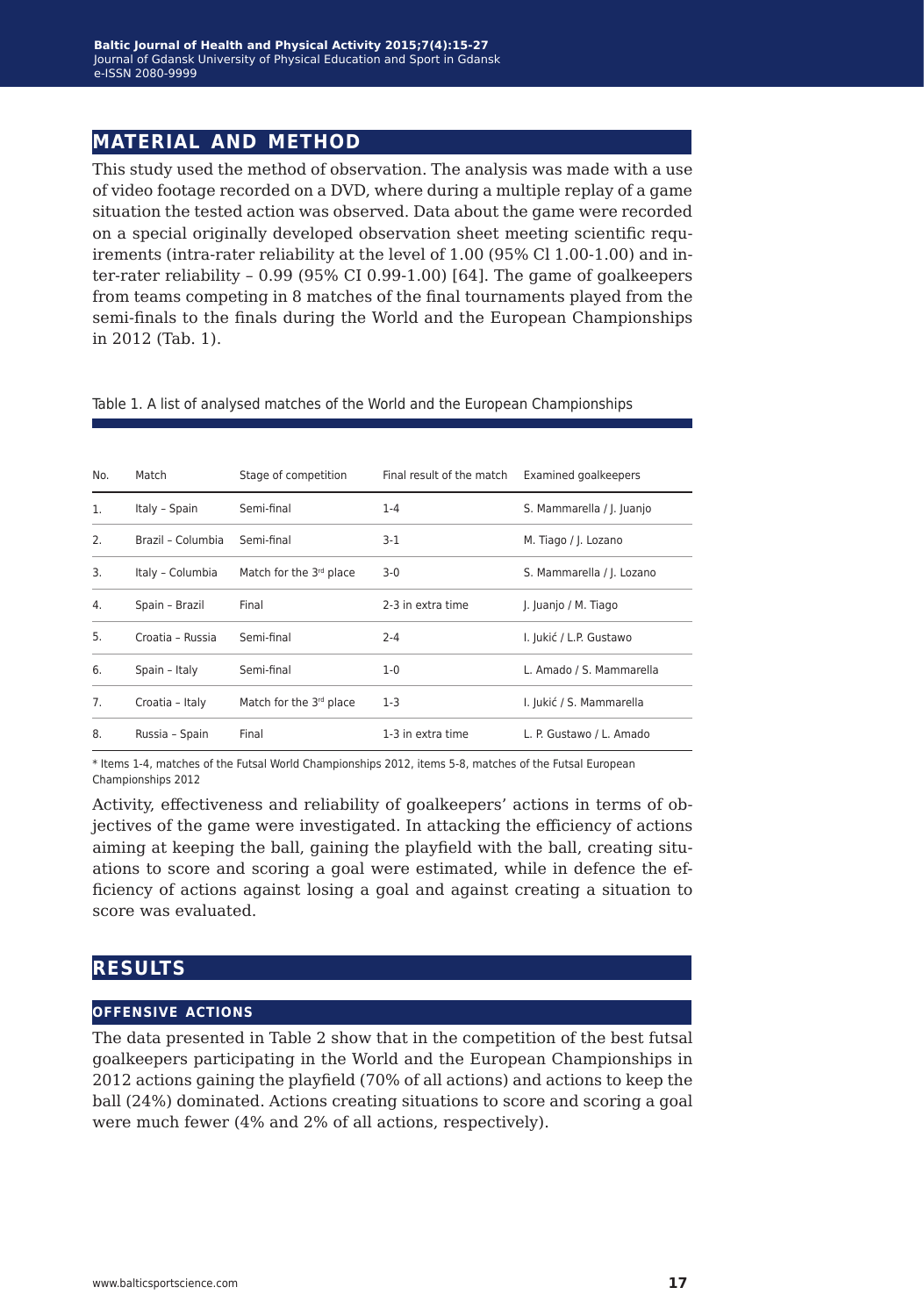## MATERIAL AND METHOD

This study used the method of observation. The analysis was made with a use of video footage recorded on a DVD, where during a multiple replay of a game situation the tested action was observed. Data about the game were recorded on a special originally developed observation sheet meeting scientific requirements (intra-rater reliability at the level of 1.00 (95% Cl 1.00-1.00) and inter-rater reliability – 0.99 (95% CI 0.99-1.00) [64]. The game of goalkeepers from teams competing in 8 matches of the final tournaments played from the semi-finals to the finals during the World and the European Championships in 2012 (Tab. 1).

Table 1. A list of analysed matches of the World and the European Championships

| No. | Match | Stage of competition | Final result of the match | Examined goalkeepers |
|---|---|---|---|---|
| 1. | Italy – Spain | Semi-final | 1-4 | S. Mammarella / J. Juanjo |
| 2. | Brazil – Columbia | Semi-final | 3-1 | M. Tiago / J. Lozano |
| 3. | Italy – Columbia | Match for the 3rd place | 3-0 | S. Mammarella / J. Lozano |
| 4. | Spain – Brazil | Final | 2-3 in extra time | J. Juanjo / M. Tiago |
| 5. | Croatia – Russia | Semi-final | 2-4 | I. Jukić / L.P. Gustawo |
| 6. | Spain – Italy | Semi-final | 1-0 | L. Amado / S. Mammarella |
| 7. | Croatia – Italy | Match for the 3rd place | 1-3 | I. Jukić / S. Mammarella |
| 8. | Russia – Spain | Final | 1-3 in extra time | L. P. Gustawo / L. Amado |

* Items 1-4, matches of the Futsal World Championships 2012, items 5-8, matches of the Futsal European Championships 2012

Activity, effectiveness and reliability of goalkeepers' actions in terms of objectives of the game were investigated. In attacking the efficiency of actions aiming at keeping the ball, gaining the playfield with the ball, creating situations to score and scoring a goal were estimated, while in defence the efficiency of actions against losing a goal and against creating a situation to score was evaluated.

## RESULTS

### OFFENSIVE ACTIONS

The data presented in Table 2 show that in the competition of the best futsal goalkeepers participating in the World and the European Championships in 2012 actions gaining the playfield (70% of all actions) and actions to keep the ball (24%) dominated. Actions creating situations to score and scoring a goal were much fewer (4% and 2% of all actions, respectively).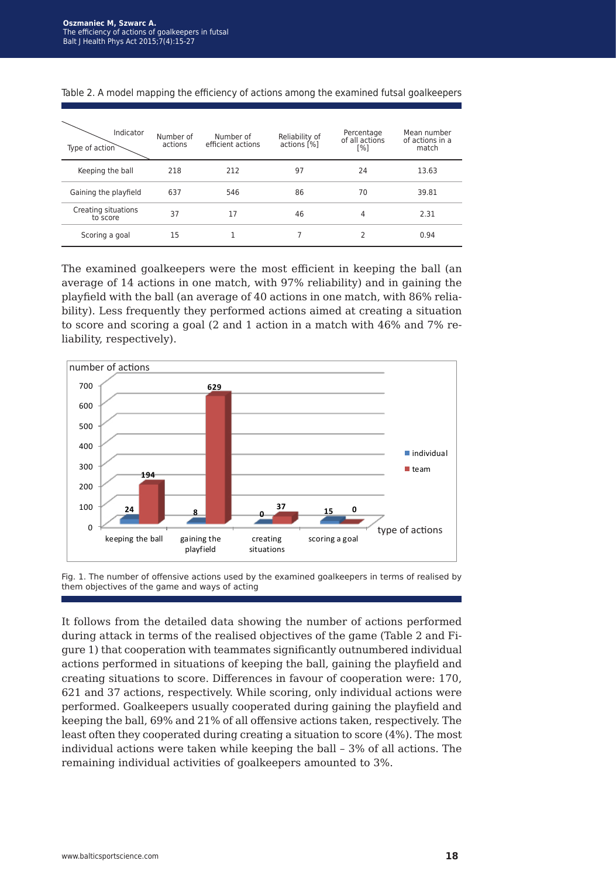Table 2. A model mapping the efficiency of actions among the examined futsal goalkeepers

| Type of action / Indicator | Number of actions | Number of efficient actions | Reliability of actions [%] | Percentage of all actions [%] | Mean number of actions in a match |
|---|---|---|---|---|---|
| Keeping the ball | 218 | 212 | 97 | 24 | 13.63 |
| Gaining the playfield | 637 | 546 | 86 | 70 | 39.81 |
| Creating situations to score | 37 | 17 | 46 | 4 | 2.31 |
| Scoring a goal | 15 | 1 | 7 | 2 | 0.94 |

The examined goalkeepers were the most efficient in keeping the ball (an average of 14 actions in one match, with 97% reliability) and in gaining the playfield with the ball (an average of 40 actions in one match, with 86% reliability). Less frequently they performed actions aimed at creating a situation to score and scoring a goal (2 and 1 action in a match with 46% and 7% reliability, respectively).

number of actions
700
600
500
400
300
200
100
0
24
194
8
629
0
37
15
0
keeping the ball
gaining the playfield
creating situations
scoring a goal
type of actions
individual
team

Fig. 1. The number of offensive actions used by the examined goalkeepers in terms of realised by them objectives of the game and ways of acting

It follows from the detailed data showing the number of actions performed during attack in terms of the realised objectives of the game (Table 2 and Figure 1) that cooperation with teammates significantly outnumbered individual actions performed in situations of keeping the ball, gaining the playfield and creating situations to score. Differences in favour of cooperation were: 170, 621 and 37 actions, respectively. While scoring, only individual actions were performed. Goalkeepers usually cooperated during gaining the playfield and keeping the ball, 69% and 21% of all offensive actions taken, respectively. The least often they cooperated during creating a situation to score (4%). The most individual actions were taken while keeping the ball – 3% of all actions. The remaining individual activities of goalkeepers amounted to 3%.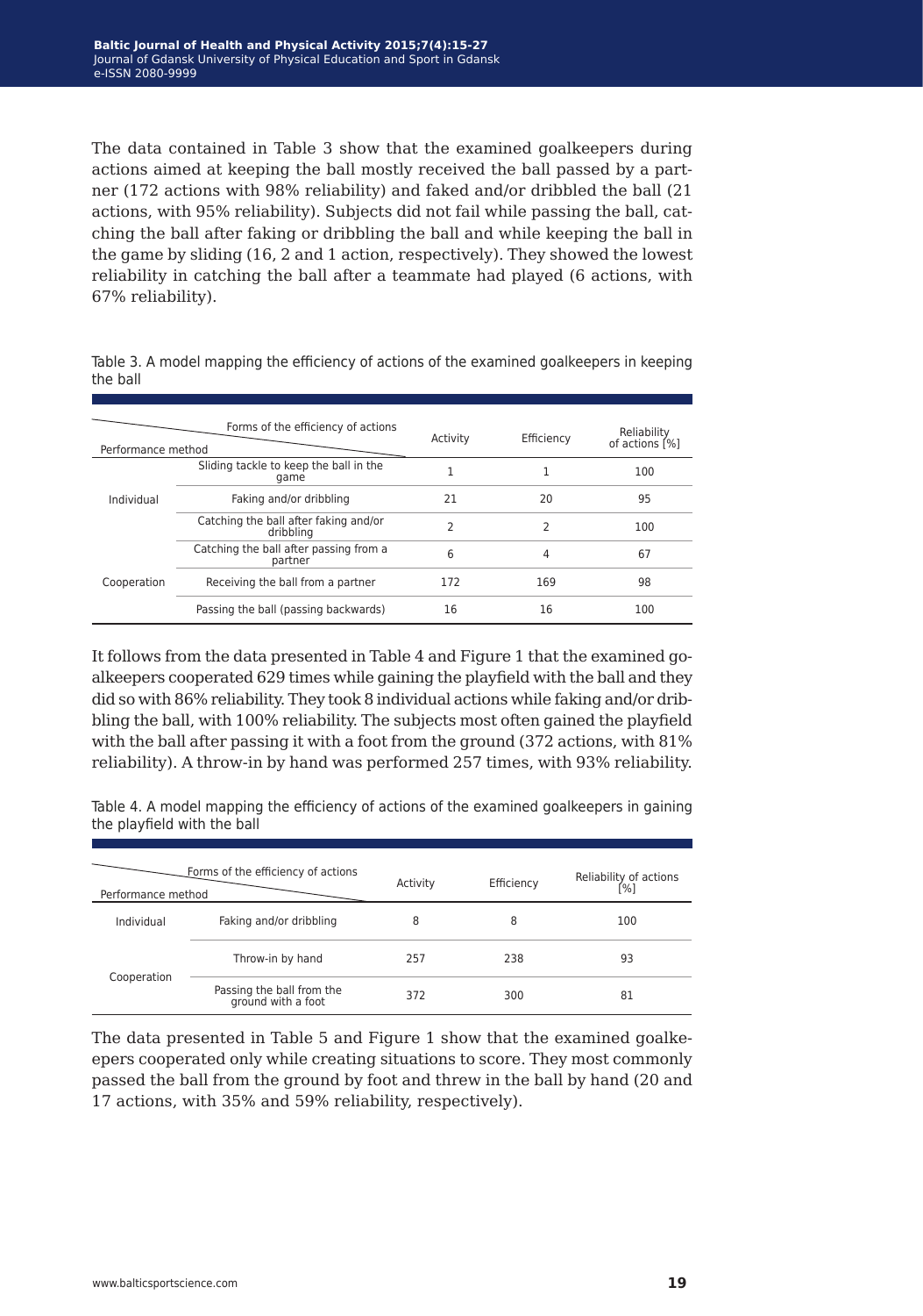The data contained in Table 3 show that the examined goalkeepers during actions aimed at keeping the ball mostly received the ball passed by a partner (172 actions with 98% reliability) and faked and/or dribbled the ball (21 actions, with 95% reliability). Subjects did not fail while passing the ball, catching the ball after faking or dribbling the ball and while keeping the ball in the game by sliding (16, 2 and 1 action, respectively). They showed the lowest reliability in catching the ball after a teammate had played (6 actions, with 67% reliability).

Table 3. A model mapping the efficiency of actions of the examined goalkeepers in keeping the ball

| Performance method | Forms of the efficiency of actions | Activity | Efficiency | Reliability of actions [%] |
|---|---|---|---|---|
| Individual | Sliding tackle to keep the ball in the game | 1 | 1 | 100 |
| | Faking and/or dribbling | 21 | 20 | 95 |
| | Catching the ball after faking and/or dribbling | 2 | 2 | 100 |
| Cooperation | Catching the ball after passing from a partner | 6 | 4 | 67 |
| | Receiving the ball from a partner | 172 | 169 | 98 |
| | Passing the ball (passing backwards) | 16 | 16 | 100 |

It follows from the data presented in Table 4 and Figure 1 that the examined goalkeepers cooperated 629 times while gaining the playfield with the ball and they did so with 86% reliability. They took 8 individual actions while faking and/or dribbling the ball, with 100% reliability. The subjects most often gained the playfield with the ball after passing it with a foot from the ground (372 actions, with 81% reliability). A throw-in by hand was performed 257 times, with 93% reliability.

Table 4. A model mapping the efficiency of actions of the examined goalkeepers in gaining the playfield with the ball

| Performance method | Forms of the efficiency of actions | Activity | Efficiency | Reliability of actions [%] |
|---|---|---|---|---|
| Individual | Faking and/or dribbling | 8 | 8 | 100 |
| Cooperation | Throw-in by hand | 257 | 238 | 93 |
| | Passing the ball from the ground with a foot | 372 | 300 | 81 |

The data presented in Table 5 and Figure 1 show that the examined goalkeepers cooperated only while creating situations to score. They most commonly passed the ball from the ground by foot and threw in the ball by hand (20 and 17 actions, with 35% and 59% reliability, respectively).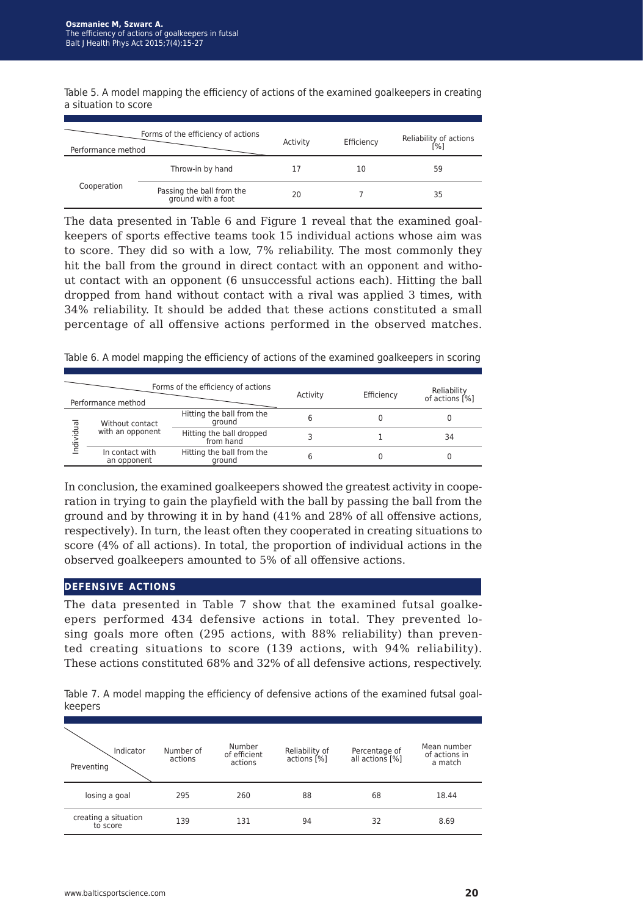Table 5. A model mapping the efficiency of actions of the examined goalkeepers in creating a situation to score

| Performance method | Forms of the efficiency of actions | Activity | Efficiency | Reliability of actions [%] |
| --- | --- | --- | --- | --- |
| Cooperation | Throw-in by hand | 17 | 10 | 59 |
| | Passing the ball from the ground with a foot | 20 | 7 | 35 |

The data presented in Table 6 and Figure 1 reveal that the examined goalkeepers of sports effective teams took 15 individual actions whose aim was to score. They did so with a low, 7% reliability. The most commonly they hit the ball from the ground in direct contact with an opponent and without contact with an opponent (6 unsuccessful actions each). Hitting the ball dropped from hand without contact with a rival was applied 3 times, with 34% reliability. It should be added that these actions constituted a small percentage of all offensive actions performed in the observed matches.

Table 6. A model mapping the efficiency of actions of the examined goalkeepers in scoring

| Performance method | | Forms of the efficiency of actions | Activity | Efficiency | Reliability of actions [%] |
| --- | --- | --- | --- | --- | --- |
| Individual | Without contact with an opponent | Hitting the ball from the ground | 6 | 0 | 0 |
| | | Hitting the ball dropped from hand | 3 | 1 | 34 |
| | In contact with an opponent | Hitting the ball from the ground | 6 | 0 | 0 |

In conclusion, the examined goalkeepers showed the greatest activity in cooperation in trying to gain the playfield with the ball by passing the ball from the ground and by throwing it in by hand (41% and 28% of all offensive actions, respectively). In turn, the least often they cooperated in creating situations to score (4% of all actions). In total, the proportion of individual actions in the observed goalkeepers amounted to 5% of all offensive actions.

## DEFENSIVE ACTIONS

The data presented in Table 7 show that the examined futsal goalkeepers performed 434 defensive actions in total. They prevented losing goals more often (295 actions, with 88% reliability) than prevented creating situations to score (139 actions, with 94% reliability). These actions constituted 68% and 32% of all defensive actions, respectively.

Table 7. A model mapping the efficiency of defensive actions of the examined futsal goalkeepers

| Preventing / Indicator | Number of actions | Number of efficient actions | Reliability of actions [%] | Percentage of all actions [%] | Mean number of actions in a match |
| --- | --- | --- | --- | --- | --- |
| losing a goal | 295 | 260 | 88 | 68 | 18.44 |
| creating a situation to score | 139 | 131 | 94 | 32 | 8.69 |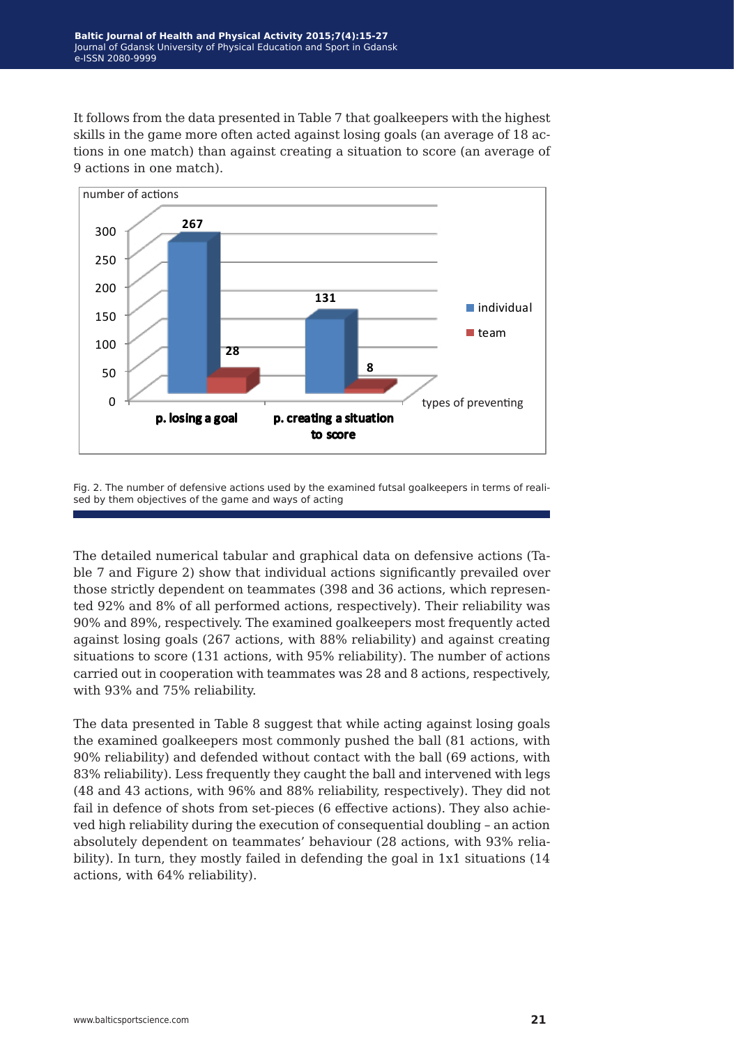It follows from the data presented in Table 7 that goalkeepers with the highest skills in the game more often acted against losing goals (an average of 18 actions in one match) than against creating a situation to score (an average of 9 actions in one match).

number of actions

300
250
200
150
100
50
0

267
28
131
8

individual
team

p. losing a goal
p. creating a situation to score

types of preventing

Fig. 2. The number of defensive actions used by the examined futsal goalkeepers in terms of realised by them objectives of the game and ways of acting

The detailed numerical tabular and graphical data on defensive actions (Table 7 and Figure 2) show that individual actions significantly prevailed over those strictly dependent on teammates (398 and 36 actions, which represented 92% and 8% of all performed actions, respectively). Their reliability was 90% and 89%, respectively. The examined goalkeepers most frequently acted against losing goals (267 actions, with 88% reliability) and against creating situations to score (131 actions, with 95% reliability). The number of actions carried out in cooperation with teammates was 28 and 8 actions, respectively, with 93% and 75% reliability.

The data presented in Table 8 suggest that while acting against losing goals the examined goalkeepers most commonly pushed the ball (81 actions, with 90% reliability) and defended without contact with the ball (69 actions, with 83% reliability). Less frequently they caught the ball and intervened with legs (48 and 43 actions, with 96% and 88% reliability, respectively). They did not fail in defence of shots from set-pieces (6 effective actions). They also achieved high reliability during the execution of consequential doubling – an action absolutely dependent on teammates' behaviour (28 actions, with 93% reliability). In turn, they mostly failed in defending the goal in 1x1 situations (14 actions, with 64% reliability).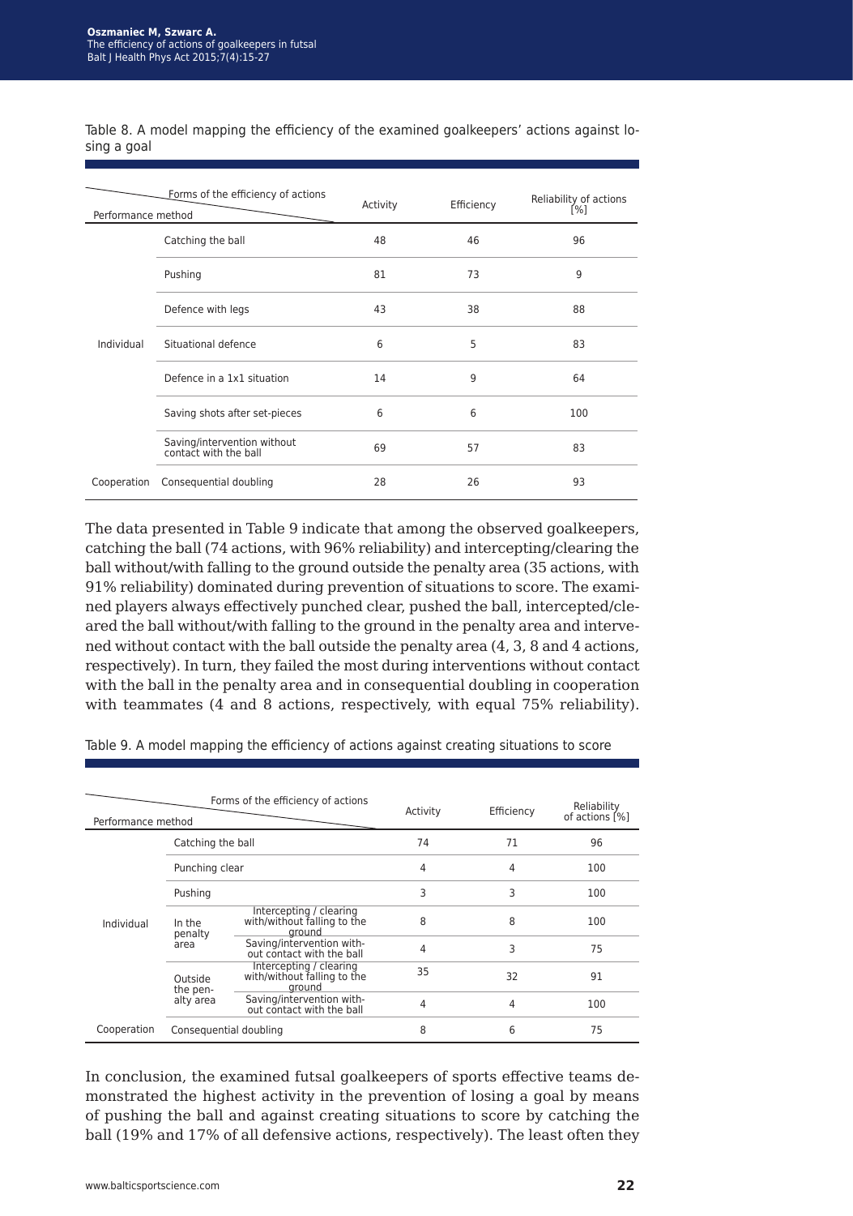Table 8. A model mapping the efficiency of the examined goalkeepers' actions against losing a goal

| Performance method | Forms of the efficiency of actions | Activity | Efficiency | Reliability of actions [%] |
|---|---|---|---|---|
| Individual | Catching the ball | 48 | 46 | 96 |
| | Pushing | 81 | 73 | 9 |
| | Defence with legs | 43 | 38 | 88 |
| | Situational defence | 6 | 5 | 83 |
| | Defence in a 1x1 situation | 14 | 9 | 64 |
| | Saving shots after set-pieces | 6 | 6 | 100 |
| | Saving/intervention without contact with the ball | 69 | 57 | 83 |
| Cooperation | Consequential doubling | 28 | 26 | 93 |

The data presented in Table 9 indicate that among the observed goalkeepers, catching the ball (74 actions, with 96% reliability) and intercepting/clearing the ball without/with falling to the ground outside the penalty area (35 actions, with 91% reliability) dominated during prevention of situations to score. The examined players always effectively punched clear, pushed the ball, intercepted/cleared the ball without/with falling to the ground in the penalty area and intervened without contact with the ball outside the penalty area (4, 3, 8 and 4 actions, respectively). In turn, they failed the most during interventions without contact with the ball in the penalty area and in consequential doubling in cooperation with teammates (4 and 8 actions, respectively, with equal 75% reliability).

Table 9. A model mapping the efficiency of actions against creating situations to score

| Performance method | Forms of the efficiency of actions | | Activity | Efficiency | Reliability of actions [%] |
|---|---|---|---|---|---|
| Individual | Catching the ball | | 74 | 71 | 96 |
| | Punching clear | | 4 | 4 | 100 |
| | Pushing | | 3 | 3 | 100 |
| | In the penalty area | Intercepting / clearing with/without falling to the ground | 8 | 8 | 100 |
| | | Saving/intervention without contact with the ball | 4 | 3 | 75 |
| | Outside the penalty area | Intercepting / clearing with/without falling to the ground | 35 | 32 | 91 |
| | | Saving/intervention without contact with the ball | 4 | 4 | 100 |
| Cooperation | Consequential doubling | | 8 | 6 | 75 |

In conclusion, the examined futsal goalkeepers of sports effective teams demonstrated the highest activity in the prevention of losing a goal by means of pushing the ball and against creating situations to score by catching the ball (19% and 17% of all defensive actions, respectively). The least often they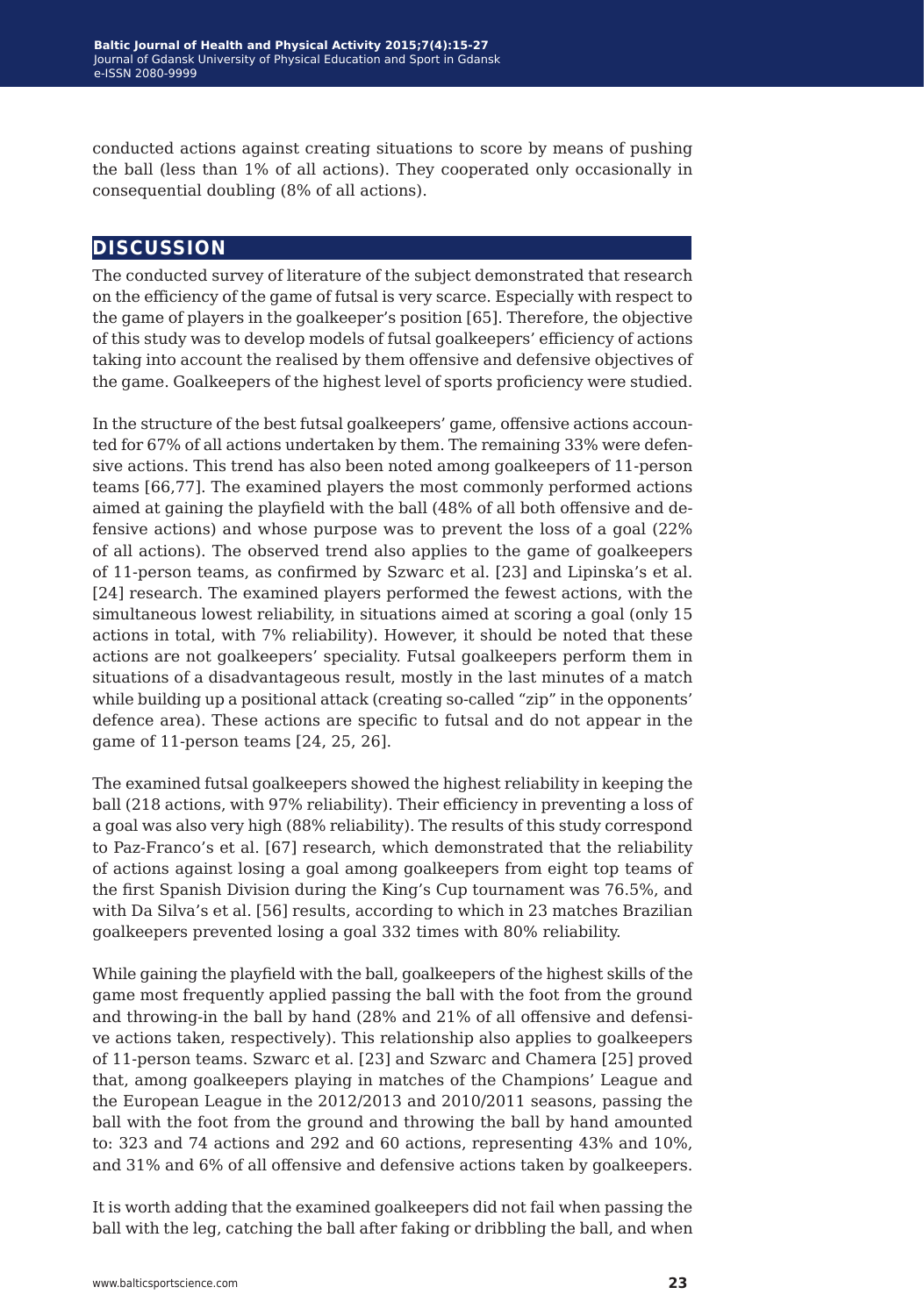conducted actions against creating situations to score by means of pushing the ball (less than 1% of all actions). They cooperated only occasionally in consequential doubling (8% of all actions).

## DISCUSSION

The conducted survey of literature of the subject demonstrated that research on the efficiency of the game of futsal is very scarce. Especially with respect to the game of players in the goalkeeper's position [65]. Therefore, the objective of this study was to develop models of futsal goalkeepers' efficiency of actions taking into account the realised by them offensive and defensive objectives of the game. Goalkeepers of the highest level of sports proficiency were studied.

In the structure of the best futsal goalkeepers' game, offensive actions accounted for 67% of all actions undertaken by them. The remaining 33% were defensive actions. This trend has also been noted among goalkeepers of 11-person teams [66,77]. The examined players the most commonly performed actions aimed at gaining the playfield with the ball (48% of all both offensive and defensive actions) and whose purpose was to prevent the loss of a goal (22% of all actions). The observed trend also applies to the game of goalkeepers of 11-person teams, as confirmed by Szwarc et al. [23] and Lipinska's et al. [24] research. The examined players performed the fewest actions, with the simultaneous lowest reliability, in situations aimed at scoring a goal (only 15 actions in total, with 7% reliability). However, it should be noted that these actions are not goalkeepers' speciality. Futsal goalkeepers perform them in situations of a disadvantageous result, mostly in the last minutes of a match while building up a positional attack (creating so-called "zip" in the opponents' defence area). These actions are specific to futsal and do not appear in the game of 11-person teams [24, 25, 26].

The examined futsal goalkeepers showed the highest reliability in keeping the ball (218 actions, with 97% reliability). Their efficiency in preventing a loss of a goal was also very high (88% reliability). The results of this study correspond to Paz-Franco's et al. [67] research, which demonstrated that the reliability of actions against losing a goal among goalkeepers from eight top teams of the first Spanish Division during the King's Cup tournament was 76.5%, and with Da Silva's et al. [56] results, according to which in 23 matches Brazilian goalkeepers prevented losing a goal 332 times with 80% reliability.

While gaining the playfield with the ball, goalkeepers of the highest skills of the game most frequently applied passing the ball with the foot from the ground and throwing-in the ball by hand (28% and 21% of all offensive and defensive actions taken, respectively). This relationship also applies to goalkeepers of 11-person teams. Szwarc et al. [23] and Szwarc and Chamera [25] proved that, among goalkeepers playing in matches of the Champions' League and the European League in the 2012/2013 and 2010/2011 seasons, passing the ball with the foot from the ground and throwing the ball by hand amounted to: 323 and 74 actions and 292 and 60 actions, representing 43% and 10%, and 31% and 6% of all offensive and defensive actions taken by goalkeepers.

It is worth adding that the examined goalkeepers did not fail when passing the ball with the leg, catching the ball after faking or dribbling the ball, and when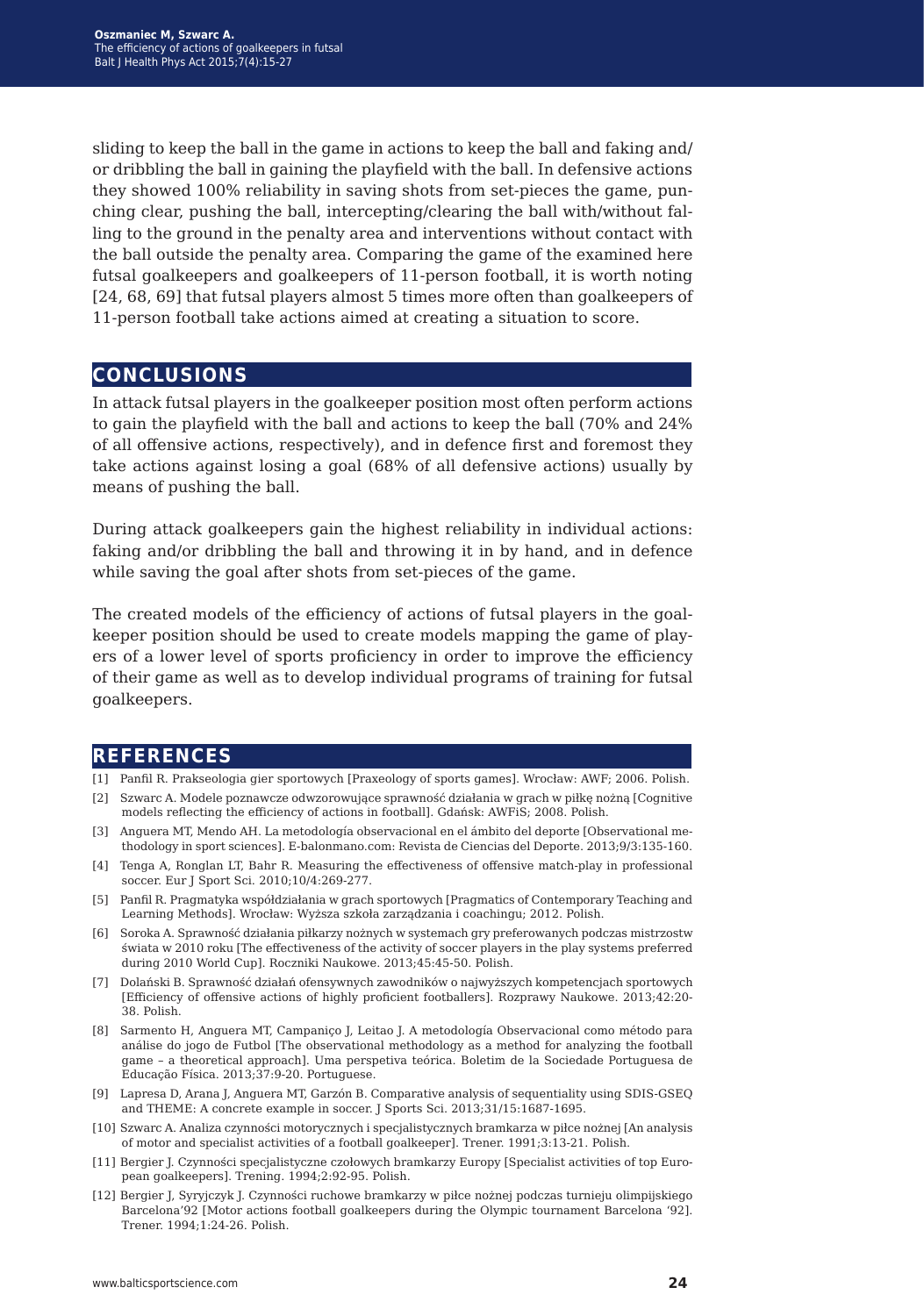sliding to keep the ball in the game in actions to keep the ball and faking and/or dribbling the ball in gaining the playfield with the ball. In defensive actions they showed 100% reliability in saving shots from set-pieces the game, punching clear, pushing the ball, intercepting/clearing the ball with/without falling to the ground in the penalty area and interventions without contact with the ball outside the penalty area. Comparing the game of the examined here futsal goalkeepers and goalkeepers of 11-person football, it is worth noting [24, 68, 69] that futsal players almost 5 times more often than goalkeepers of 11-person football take actions aimed at creating a situation to score.

## CONCLUSIONS

In attack futsal players in the goalkeeper position most often perform actions to gain the playfield with the ball and actions to keep the ball (70% and 24% of all offensive actions, respectively), and in defence first and foremost they take actions against losing a goal (68% of all defensive actions) usually by means of pushing the ball.

During attack goalkeepers gain the highest reliability in individual actions: faking and/or dribbling the ball and throwing it in by hand, and in defence while saving the goal after shots from set-pieces of the game.

The created models of the efficiency of actions of futsal players in the goalkeeper position should be used to create models mapping the game of players of a lower level of sports proficiency in order to improve the efficiency of their game as well as to develop individual programs of training for futsal goalkeepers.

## REFERENCES

[1] Panfil R. Prakseologia gier sportowych [Praxeology of sports games]. Wrocław: AWF; 2006. Polish.

[2] Szwarc A. Modele poznawcze odwzorowujące sprawność działania w grach w piłkę nożną [Cognitive models reflecting the efficiency of actions in football]. Gdańsk: AWFiS; 2008. Polish.

[3] Anguera MT, Mendo AH. La metodología observacional en el ámbito del deporte [Observational methodology in sport sciences]. E-balonmano.com: Revista de Ciencias del Deporte. 2013;9/3:135-160.

[4] Tenga A, Ronglan LT, Bahr R. Measuring the effectiveness of offensive match-play in professional soccer. Eur J Sport Sci. 2010;10/4:269-277.

[5] Panfil R. Pragmatyka współdziałania w grach sportowych [Pragmatics of Contemporary Teaching and Learning Methods]. Wrocław: Wyższa szkoła zarządzania i coachingu; 2012. Polish.

[6] Soroka A. Sprawność działania piłkarzy nożnych w systemach gry preferowanych podczas mistrzostw świata w 2010 roku [The effectiveness of the activity of soccer players in the play systems preferred during 2010 World Cup]. Roczniki Naukowe. 2013;45:45-50. Polish.

[7] Dolański B. Sprawność działań ofensywnych zawodników o najwyższych kompetencjach sportowych [Efficiency of offensive actions of highly proficient footballers]. Rozprawy Naukowe. 2013;42:20-38. Polish.

[8] Sarmento H, Anguera MT, Campaniço J, Leitao J. A metodologia Observacional como método para análise do jogo de Futbol [The observational methodology as a method for analyzing the football game – a theoretical approach]. Uma perspetiva teórica. Boletim de la Sociedade Portuguesa de Educação Física. 2013;37:9-20. Portuguese.

[9] Lapresa D, Arana J, Anguera MT, Garzón B. Comparative analysis of sequentiality using SDIS-GSEQ and THEME: A concrete example in soccer. J Sports Sci. 2013;31/15:1687-1695.

[10] Szwarc A. Analiza czynności motorycznych i specjalistycznych bramkarza w piłce nożnej [An analysis of motor and specialist activities of a football goalkeeper]. Trener. 1991;3:13-21. Polish.

[11] Bergier J. Czynności specjalistyczne czołowych bramkarzy Europy [Specialist activities of top European goalkeepers]. Trening. 1994;2:92-95. Polish.

[12] Bergier J, Syryjczyk J. Czynności ruchowe bramkarzy w piłce nożnej podczas turnieju olimpijskiego Barcelona'92 [Motor actions football goalkeepers during the Olympic tournament Barcelona '92]. Trener. 1994;1:24-26. Polish.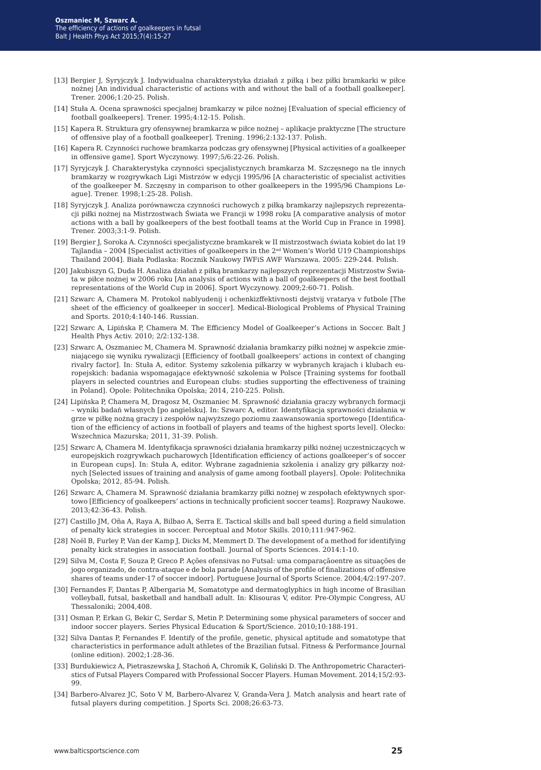[13] Bergier J, Syryjczyk J. Indywidualna charakterystyka działań z piłką i bez piłki bramkarki w piłce nożnej [An individual characteristic of actions with and without the ball of a football goalkeeper]. Trener. 2006;1:20-25. Polish.

[14] Stuła A. Ocena sprawności specjalnej bramkarzy w piłce nożnej [Evaluation of special efficiency of football goalkeepers]. Trener. 1995;4:12-15. Polish.

[15] Kapera R. Struktura gry ofensywnej bramkarza w piłce nożnej – aplikacje praktyczne [The structure of offensive play of a football goalkeeper]. Trening. 1996;2:132-137. Polish.

[16] Kapera R. Czynności ruchowe bramkarza podczas gry ofensywnej [Physical activities of a goalkeeper in offensive game]. Sport Wyczynowy. 1997;5/6:22-26. Polish.

[17] Syryjczyk J. Charakterystyka czynności specjalistycznych bramkarza M. Szczęsnego na tle innych bramkarzy w rozgrywkach Ligi Mistrzów w edycji 1995/96 [A characteristic of specialist activities of the goalkeeper M. Szczęsny in comparison to other goalkeepers in the 1995/96 Champions League]. Trener. 1998;1:25-28. Polish.

[18] Syryjczyk J. Analiza porównawcza czynności ruchowych z piłką bramkarzy najlepszych reprezentacji piłki nożnej na Mistrzostwach Świata we Francji w 1998 roku [A comparative analysis of motor actions with a ball by goalkeepers of the best football teams at the World Cup in France in 1998]. Trener. 2003;3:1-9. Polish.

[19] Bergier J, Soroka A. Czynności specjalistyczne bramkarek w II mistrzostwach świata kobiet do lat 19 Tajlandia – 2004 [Specialist activities of goalkeepers in the 2nd Women's World U19 Championships Thailand 2004]. Biała Podlaska: Rocznik Naukowy IWFiS AWF Warszawa. 2005: 229-244. Polish.

[20] Jakubiszyn G, Duda H. Analiza działań z piłką bramkarzy najlepszych reprezentacji Mistrzostw Świata w piłce nożnej w 2006 roku [An analysis of actions with a ball of goalkeepers of the best football representations of the World Cup in 2006]. Sport Wyczynowy. 2009;2:60-71. Polish.

[21] Szwarc A, Chamera M. Protokol nablyudenij i ochenkizffektivnosti dejstvij vratarya v futbole [The sheet of the efficiency of goalkeeper in soccer]. Medical-Biological Problems of Physical Training and Sports. 2010;4:140-146. Russian.

[22] Szwarc A, Lipińska P, Chamera M. The Efficiency Model of Goalkeeper's Actions in Soccer. Balt J Health Phys Activ. 2010; 2/2:132-138.

[23] Szwarc A, Oszmaniec M, Chamera M. Sprawność działania bramkarzy piłki nożnej w aspekcie zmieniającego się wyniku rywalizacji [Efficiency of football goalkeepers' actions in context of changing rivalry factor]. In: Stuła A, editor. Systemy szkolenia piłkarzy w wybranych krajach i klubach europejskich: badania wspomagające efektywność szkolenia w Polsce [Training systems for football players in selected countries and European clubs: studies supporting the effectiveness of training in Poland]. Opole: Politechnika Opolska; 2014, 210-225. Polish.

[24] Lipińska P, Chamera M, Dragosz M, Oszmaniec M. Sprawność działania graczy wybranych formacji – wyniki badań własnych [po angielsku]. In: Szwarc A, editor. Identyfikacja sprawności działania w grze w piłkę nożną graczy i zespołów najwyższego poziomu zaawansowania sportowego [Identification of the efficiency of actions in football of players and teams of the highest sports level]. Olecko: Wszechnica Mazurska; 2011, 31-39. Polish.

[25] Szwarc A, Chamera M. Identyfikacja sprawności działania bramkarzy piłki nożnej uczestniczących w europejskich rozgrywkach pucharowych [Identification efficiency of actions goalkeeper's of soccer in European cups]. In: Stuła A, editor. Wybrane zagadnienia szkolenia i analizy gry piłkarzy nożnych [Selected issues of training and analysis of game among football players]. Opole: Politechnika Opolska; 2012, 85-94. Polish.

[26] Szwarc A, Chamera M. Sprawność działania bramkarzy piłki nożnej w zespołach efektywnych sportowo [Efficiency of goalkeepers' actions in technically proficient soccer teams]. Rozprawy Naukowe. 2013;42:36-43. Polish.

[27] Castillo JM, Oña A, Raya A, Bilbao A, Serra E. Tactical skills and ball speed during a field simulation of penalty kick strategies in soccer. Perceptual and Motor Skills. 2010;111:947-962.

[28] Noël B, Furley P, Van der Kamp J, Dicks M, Memmert D. The development of a method for identifying penalty kick strategies in association football. Journal of Sports Sciences. 2014:1-10.

[29] Silva M, Costa F, Souza P, Greco P. Ações ofensivas no Futsal: uma comparaçãoentre as situações de jogo organizado, de contra-ataque e de bola parade [Analysis of the profile of finalizations of offensive shares of teams under-17 of soccer indoor]. Portuguese Journal of Sports Science. 2004;4/2:197-207.

[30] Fernandes F, Dantas P, Albergaria M, Somatotype and dermatoglyphics in high income of Brasilian volleyball, futsal, basketball and handball adult. In: Klisouras V, editor. Pre-Olympic Congress, AU Thessaloniki; 2004,408.

[31] Osman P, Erkan G, Bekir C, Serdar S, Metin P. Determining some physical parameters of soccer and indoor soccer players. Series Physical Education & Sport/Science. 2010;10:188-191.

[32] Silva Dantas P, Fernandes F. Identify of the profile, genetic, physical aptitude and somatotype that characteristics in performance adult athletes of the Brazilian futsal. Fitness & Performance Journal (online edition). 2002;1:28-36.

[33] Burdukiewicz A, Pietraszewska J, Stachoń A, Chromik K, Goliński D. The Anthropometric Characteristics of Futsal Players Compared with Professional Soccer Players. Human Movement. 2014;15/2:93-99.

[34] Barbero-Alvarez JC, Soto V M, Barbero-Alvarez V, Granda-Vera J. Match analysis and heart rate of futsal players during competition. J Sports Sci. 2008;26:63-73.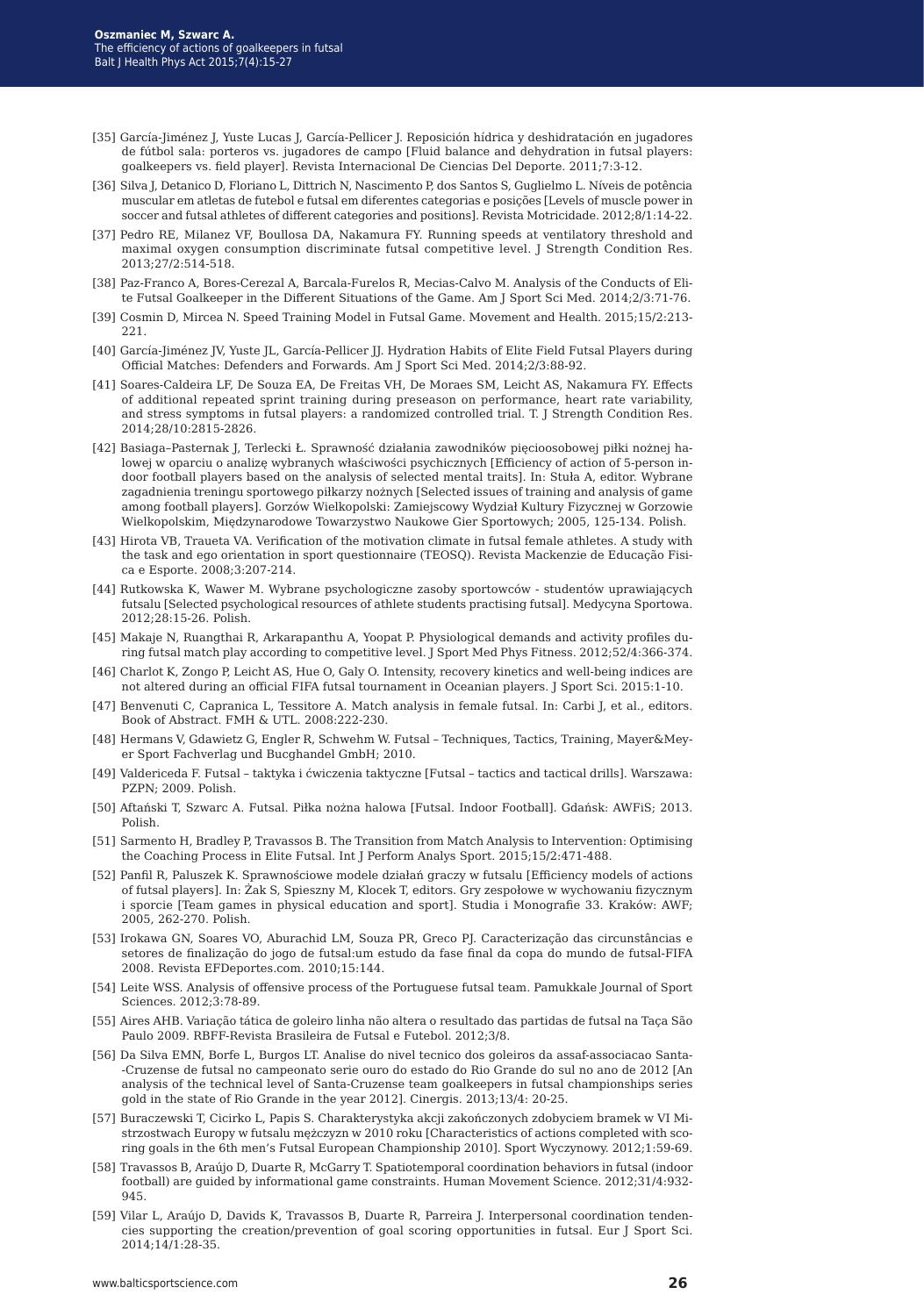[35] García-Jiménez J, Yuste Lucas J, García-Pellicer J. Reposición hídrica y deshidratación en jugadores de fútbol sala: porteros vs. jugadores de campo [Fluid balance and dehydration in futsal players: goalkeepers vs. field player]. Revista Internacional De Ciencias Del Deporte. 2011;7:3-12.

[36] Silva J, Detanico D, Floriano L, Dittrich N, Nascimento P, dos Santos S, Guglielmo L. Níveis de potência muscular em atletas de futebol e futsal em diferentes categorias e posições [Levels of muscle power in soccer and futsal athletes of different categories and positions]. Revista Motricidade. 2012;8/1:14-22.

[37] Pedro RE, Milanez VF, Boullosa DA, Nakamura FY. Running speeds at ventilatory threshold and maximal oxygen consumption discriminate futsal competitive level. J Strength Condition Res. 2013;27/2:514-518.

[38] Paz-Franco A, Bores-Cerezal A, Barcala-Furelos R, Mecias-Calvo M. Analysis of the Conducts of Elite Futsal Goalkeeper in the Different Situations of the Game. Am J Sport Sci Med. 2014;2/3:71-76.

[39] Cosmin D, Mircea N. Speed Training Model in Futsal Game. Movement and Health. 2015;15/2:213-221.

[40] García-Jiménez JV, Yuste JL, García-Pellicer JJ. Hydration Habits of Elite Field Futsal Players during Official Matches: Defenders and Forwards. Am J Sport Sci Med. 2014;2/3:88-92.

[41] Soares-Caldeira LF, De Souza EA, De Freitas VH, De Moraes SM, Leicht AS, Nakamura FY. Effects of additional repeated sprint training during preseason on performance, heart rate variability, and stress symptoms in futsal players: a randomized controlled trial. T. J Strength Condition Res. 2014;28/10:2815-2826.

[42] Basiaga–Pasternak J, Terlecki Ł. Sprawność działania zawodników pięcioosobowej piłki nożnej halowej w oparciu o analizę wybranych właściwości psychicznych [Efficiency of action of 5-person indoor football players based on the analysis of selected mental traits]. In: Stuła A, editor. Wybrane zagadnienia treningu sportowego piłkarzy nożnych [Selected issues of training and analysis of game among football players]. Gorzów Wielkopolski: Zamiejscowy Wydział Kultury Fizycznej w Gorzowie Wielkopolskim, Międzynarodowe Towarzystwo Naukowe Gier Sportowych; 2005, 125-134. Polish.

[43] Hirota VB, Traueta VA. Verification of the motivation climate in futsal female athletes. A study with the task and ego orientation in sport questionnaire (TEOSQ). Revista Mackenzie de Educação Fisica e Esporte. 2008;3:207-214.

[44] Rutkowska K, Wawer M. Wybrane psychologiczne zasoby sportowców - studentów uprawiających futsalu [Selected psychological resources of athlete students practising futsal]. Medycyna Sportowa. 2012;28:15-26. Polish.

[45] Makaje N, Ruangthai R, Arkarapanthu A, Yoopat P. Physiological demands and activity profiles during futsal match play according to competitive level. J Sport Med Phys Fitness. 2012;52/4:366-374.

[46] Charlot K, Zongo P, Leicht AS, Hue O, Galy O. Intensity, recovery kinetics and well-being indices are not altered during an official FIFA futsal tournament in Oceanian players. J Sport Sci. 2015:1-10.

[47] Benvenuti C, Capranica L, Tessitore A. Match analysis in female futsal. In: Carbi J, et al., editors. Book of Abstract. FMH & UTL. 2008:222-230.

[48] Hermans V, Gdawietz G, Engler R, Schwehm W. Futsal – Techniques, Tactics, Training, Mayer&Meyer Sport Fachverlag und Bucghandel GmbH; 2010.

[49] Valdericeda F. Futsal – taktyka i ćwiczenia taktyczne [Futsal – tactics and tactical drills]. Warszawa: PZPN; 2009. Polish.

[50] Aftański T, Szwarc A. Futsal. Piłka nożna halowa [Futsal. Indoor Football]. Gdańsk: AWFiS; 2013. Polish.

[51] Sarmento H, Bradley P, Travassos B. The Transition from Match Analysis to Intervention: Optimising the Coaching Process in Elite Futsal. Int J Perform Analys Sport. 2015;15/2:471-488.

[52] Panfil R, Paluszek K. Sprawnościowe modele działań graczy w futsalu [Efficiency models of actions of futsal players]. In: Żak S, Spieszny M, Klocek T, editors. Gry zespołowe w wychowaniu fizycznym i sporcie [Team games in physical education and sport]. Studia i Monografie 33. Kraków: AWF; 2005, 262-270. Polish.

[53] Irokawa GN, Soares VO, Aburachid LM, Souza PR, Greco PJ. Caracterização das circunstâncias e setores de finalização do jogo de futsal:um estudo da fase final da copa do mundo de futsal-FIFA 2008. Revista EFDeportes.com. 2010;15:144.

[54] Leite WSS. Analysis of offensive process of the Portuguese futsal team. Pamukkale Journal of Sport Sciences. 2012;3:78-89.

[55] Aires AHB. Variação tática de goleiro linha não altera o resultado das partidas de futsal na Taça São Paulo 2009. RBFF-Revista Brasileira de Futsal e Futebol. 2012;3/8.

[56] Da Silva EMN, Borfe L, Burgos LT. Analise do nivel tecnico dos goleiros da assaf-associacao Santa-Cruzense de futsal no campeonato serie ouro do estado do Rio Grande do sul no ano de 2012 [An analysis of the technical level of Santa-Cruzense team goalkeepers in futsal championships series gold in the state of Rio Grande in the year 2012]. Cinergis. 2013;13/4: 20-25.

[57] Buraczewski T, Cicirko L, Papis S. Charakterystyka akcji zakończonych zdobyciem bramek w VI Mistrzostwach Europy w futsalu mężczyzn w 2010 roku [Characteristics of actions completed with scoring goals in the 6th men's Futsal European Championship 2010]. Sport Wyczynowy. 2012;1:59-69.

[58] Travassos B, Araújo D, Duarte R, McGarry T. Spatiotemporal coordination behaviors in futsal (indoor football) are guided by informational game constraints. Human Movement Science. 2012;31/4:932-945.

[59] Vilar L, Araújo D, Davids K, Travassos B, Duarte R, Parreira J. Interpersonal coordination tendencies supporting the creation/prevention of goal scoring opportunities in futsal. Eur J Sport Sci. 2014;14/1:28-35.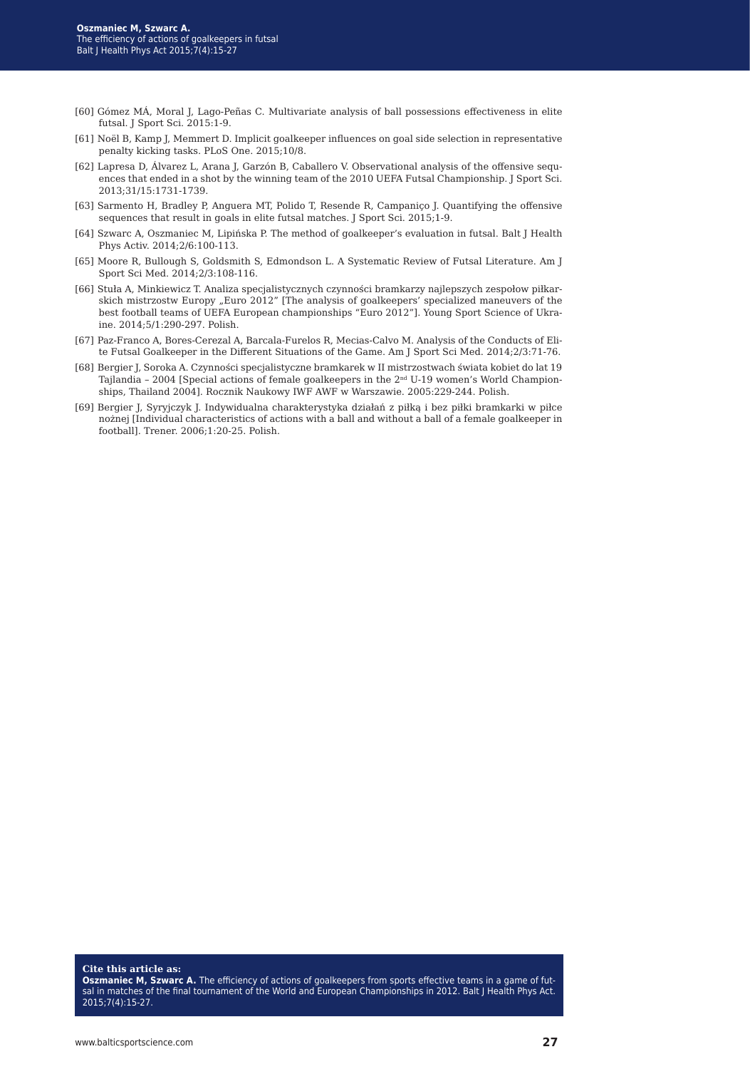[60] Gómez MÁ, Moral J, Lago-Peñas C. Multivariate analysis of ball possessions effectiveness in elite futsal. J Sport Sci. 2015:1-9.

[61] Noël B, Kamp J, Memmert D. Implicit goalkeeper influences on goal side selection in representative penalty kicking tasks. PLoS One. 2015;10/8.

[62] Lapresa D, Álvarez L, Arana J, Garzón B, Caballero V. Observational analysis of the offensive sequences that ended in a shot by the winning team of the 2010 UEFA Futsal Championship. J Sport Sci. 2013;31/15:1731-1739.

[63] Sarmento H, Bradley P, Anguera MT, Polido T, Resende R, Campaniço J. Quantifying the offensive sequences that result in goals in elite futsal matches. J Sport Sci. 2015;1-9.

[64] Szwarc A, Oszmaniec M, Lipińska P. The method of goalkeeper's evaluation in futsal. Balt J Health Phys Activ. 2014;2/6:100-113.

[65] Moore R, Bullough S, Goldsmith S, Edmondson L. A Systematic Review of Futsal Literature. Am J Sport Sci Med. 2014;2/3:108-116.

[66] Stuła A, Minkiewicz T. Analiza specjalistycznych czynności bramkarzy najlepszych zespołow piłkarskich mistrzostw Europy „Euro 2012" [The analysis of goalkeepers' specialized maneuvers of the best football teams of UEFA European championships "Euro 2012"]. Young Sport Science of Ukraine. 2014;5/1:290-297. Polish.

[67] Paz-Franco A, Bores-Cerezal A, Barcala-Furelos R, Mecias-Calvo M. Analysis of the Conducts of Elite Futsal Goalkeeper in the Different Situations of the Game. Am J Sport Sci Med. 2014;2/3:71-76.

[68] Bergier J, Soroka A. Czynności specjalistyczne bramkarek w II mistrzostwach świata kobiet do lat 19 Tajlandia – 2004 [Special actions of female goalkeepers in the 2nd U-19 women's World Championships, Thailand 2004]. Rocznik Naukowy IWF AWF w Warszawie. 2005:229-244. Polish.

[69] Bergier J, Syryjczyk J. Indywidualna charakterystyka działań z piłką i bez piłki bramkarki w piłce nożnej [Individual characteristics of actions with a ball and without a ball of a female goalkeeper in football]. Trener. 2006;1:20-25. Polish.

**Cite this article as:**
**Oszmaniec M, Szwarc A.** The efficiency of actions of goalkeepers from sports effective teams in a game of futsal in matches of the final tournament of the World and European Championships in 2012. Balt J Health Phys Act. 2015;7(4):15-27.